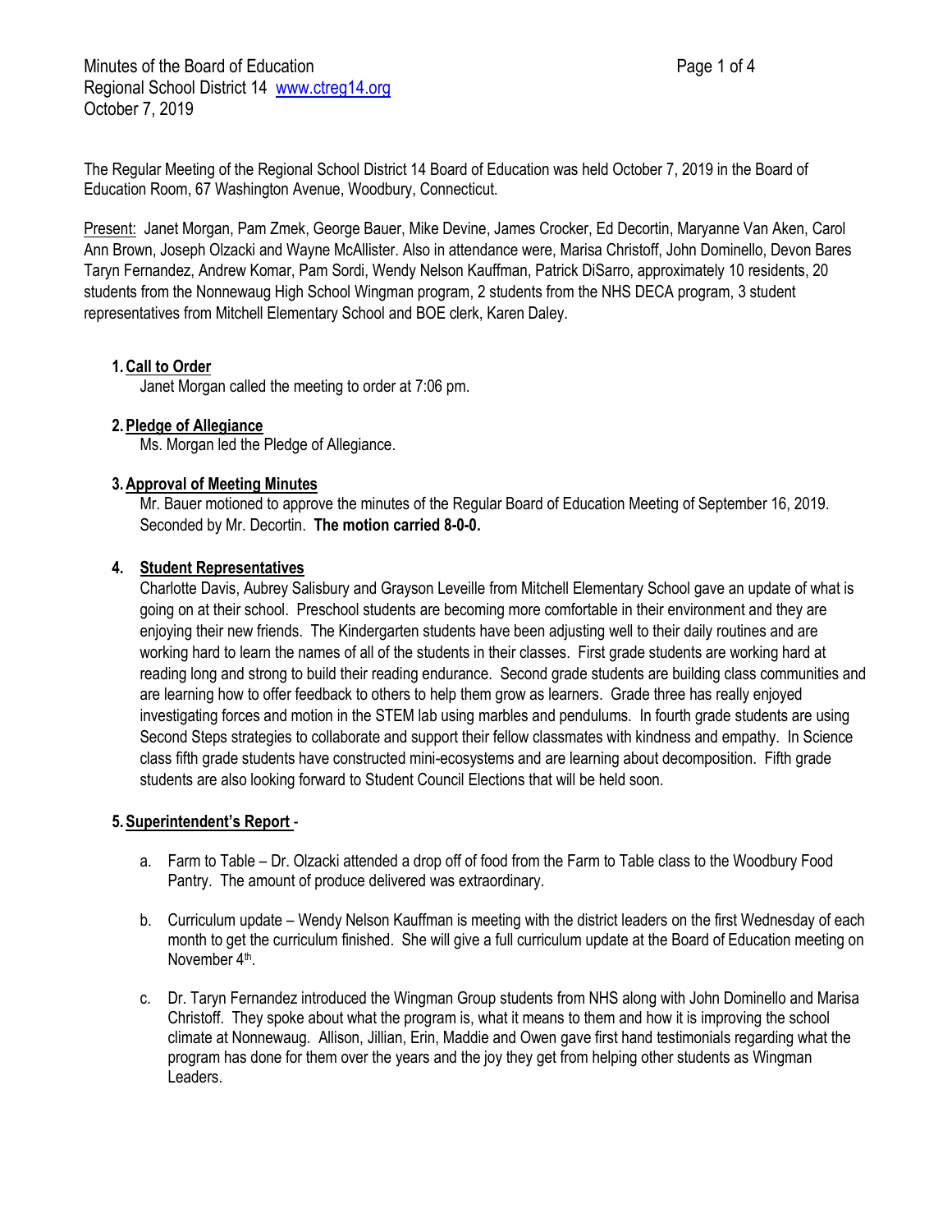Minutes of the Board of Education
Regional School District 14 www.ctreg14.org
October 7, 2019

The Regular Meeting of the Regional School District 14 Board of Education was held October 7, 2019 in the Board of Education Room, 67 Washington Avenue, Woodbury, Connecticut.

Present: Janet Morgan, Pam Zmek, George Bauer, Mike Devine, James Crocker, Ed Decortin, Maryanne Van Aken, Carol Ann Brown, Joseph Olzacki and Wayne McAllister. Also in attendance were, Marisa Christoff, John Dominello, Devon Bares Taryn Fernandez, Andrew Komar, Pam Sordi, Wendy Nelson Kauffman, Patrick DiSarro, approximately 10 residents, 20 students from the Nonnewaug High School Wingman program, 2 students from the NHS DECA program, 3 student representatives from Mitchell Elementary School and BOE clerk, Karen Daley.

1. **Call to Order**

   Janet Morgan called the meeting to order at 7:06 pm.

2. **Pledge of Allegiance**

   Ms. Morgan led the Pledge of Allegiance.

3. **Approval of Meeting Minutes**

   Mr. Bauer motioned to approve the minutes of the Regular Board of Education Meeting of September 16, 2019. Seconded by Mr. Decortin. **The motion carried 8-0-0.**

4. **Student Representatives**

   Charlotte Davis, Aubrey Salisbury and Grayson Leveille from Mitchell Elementary School gave an update of what is going on at their school. Preschool students are becoming more comfortable in their environment and they are enjoying their new friends. The Kindergarten students have been adjusting well to their daily routines and are working hard to learn the names of all of the students in their classes. First grade students are working hard at reading long and strong to build their reading endurance. Second grade students are building class communities and are learning how to offer feedback to others to help them grow as learners. Grade three has really enjoyed investigating forces and motion in the STEM lab using marbles and pendulums. In fourth grade students are using Second Steps strategies to collaborate and support their fellow classmates with kindness and empathy. In Science class fifth grade students have constructed mini-ecosystems and are learning about decomposition. Fifth grade students are also looking forward to Student Council Elections that will be held soon.

5. **Superintendent's Report** -

   a. Farm to Table – Dr. Olzacki attended a drop off of food from the Farm to Table class to the Woodbury Food Pantry. The amount of produce delivered was extraordinary.

   b. Curriculum update – Wendy Nelson Kauffman is meeting with the district leaders on the first Wednesday of each month to get the curriculum finished. She will give a full curriculum update at the Board of Education meeting on November 4th.

   c. Dr. Taryn Fernandez introduced the Wingman Group students from NHS along with John Dominello and Marisa Christoff. They spoke about what the program is, what it means to them and how it is improving the school climate at Nonnewaug. Allison, Jillian, Erin, Maddie and Owen gave first hand testimonials regarding what the program has done for them over the years and the joy they get from helping other students as Wingman Leaders.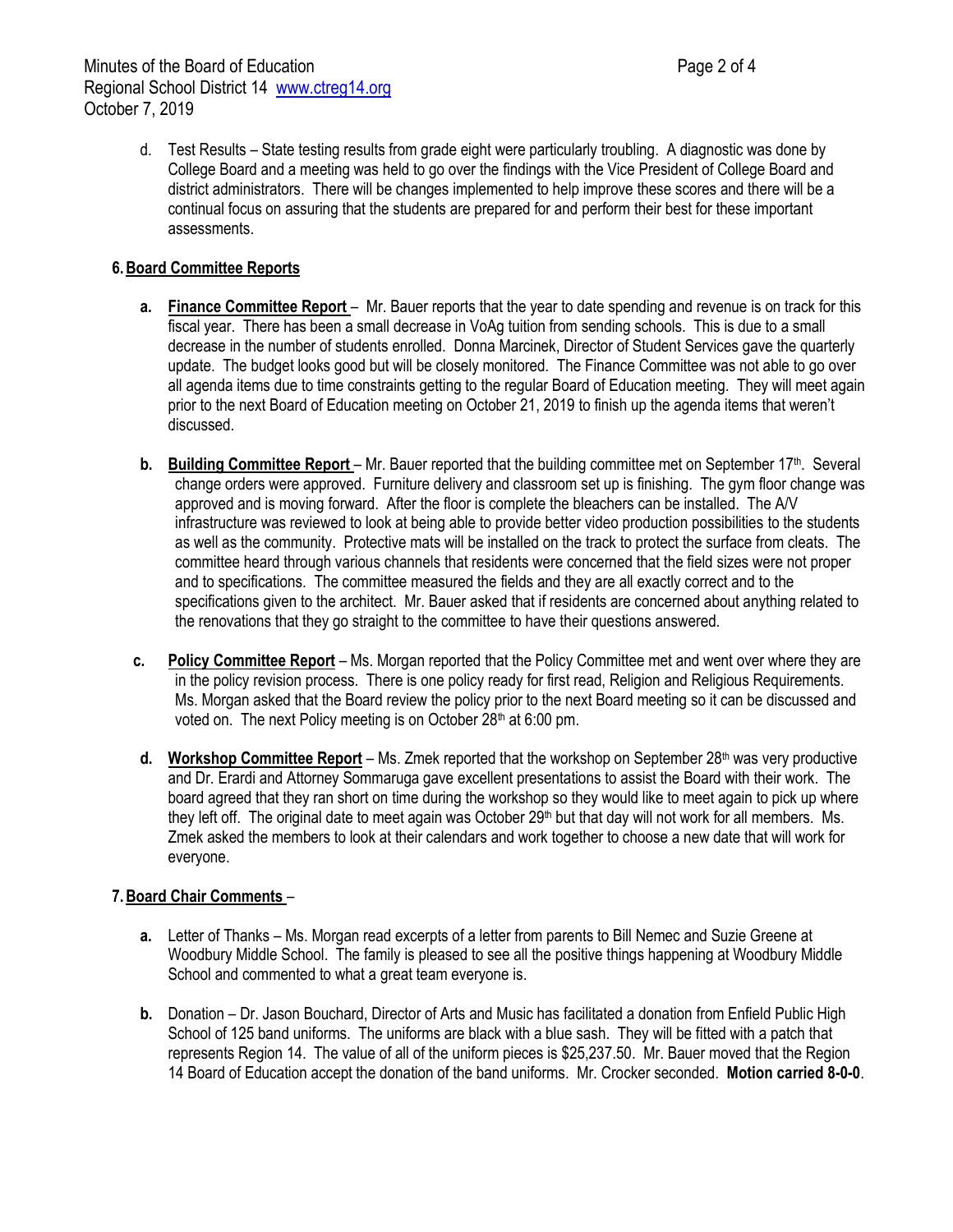d. Test Results – State testing results from grade eight were particularly troubling. A diagnostic was done by College Board and a meeting was held to go over the findings with the Vice President of College Board and district administrators. There will be changes implemented to help improve these scores and there will be a continual focus on assuring that the students are prepared for and perform their best for these important assessments.

**6. Board Committee Reports**

**a. Finance Committee Report** – Mr. Bauer reports that the year to date spending and revenue is on track for this fiscal year. There has been a small decrease in VoAg tuition from sending schools. This is due to a small decrease in the number of students enrolled. Donna Marcinek, Director of Student Services gave the quarterly update. The budget looks good but will be closely monitored. The Finance Committee was not able to go over all agenda items due to time constraints getting to the regular Board of Education meeting. They will meet again prior to the next Board of Education meeting on October 21, 2019 to finish up the agenda items that weren't discussed.

**b. Building Committee Report** – Mr. Bauer reported that the building committee met on September 17th. Several change orders were approved. Furniture delivery and classroom set up is finishing. The gym floor change was approved and is moving forward. After the floor is complete the bleachers can be installed. The A/V infrastructure was reviewed to look at being able to provide better video production possibilities to the students as well as the community. Protective mats will be installed on the track to protect the surface from cleats. The committee heard through various channels that residents were concerned that the field sizes were not proper and to specifications. The committee measured the fields and they are all exactly correct and to the specifications given to the architect. Mr. Bauer asked that if residents are concerned about anything related to the renovations that they go straight to the committee to have their questions answered.

**c. Policy Committee Report** – Ms. Morgan reported that the Policy Committee met and went over where they are in the policy revision process. There is one policy ready for first read, Religion and Religious Requirements. Ms. Morgan asked that the Board review the policy prior to the next Board meeting so it can be discussed and voted on. The next Policy meeting is on October 28th at 6:00 pm.

**d. Workshop Committee Report** – Ms. Zmek reported that the workshop on September 28th was very productive and Dr. Erardi and Attorney Sommaruga gave excellent presentations to assist the Board with their work. The board agreed that they ran short on time during the workshop so they would like to meet again to pick up where they left off. The original date to meet again was October 29th but that day will not work for all members. Ms. Zmek asked the members to look at their calendars and work together to choose a new date that will work for everyone.

**7. Board Chair Comments** –

**a.** Letter of Thanks – Ms. Morgan read excerpts of a letter from parents to Bill Nemec and Suzie Greene at Woodbury Middle School. The family is pleased to see all the positive things happening at Woodbury Middle School and commented to what a great team everyone is.

**b.** Donation – Dr. Jason Bouchard, Director of Arts and Music has facilitated a donation from Enfield Public High School of 125 band uniforms. The uniforms are black with a blue sash. They will be fitted with a patch that represents Region 14. The value of all of the uniform pieces is $25,237.50. Mr. Bauer moved that the Region 14 Board of Education accept the donation of the band uniforms. Mr. Crocker seconded. **Motion carried 8-0-0**.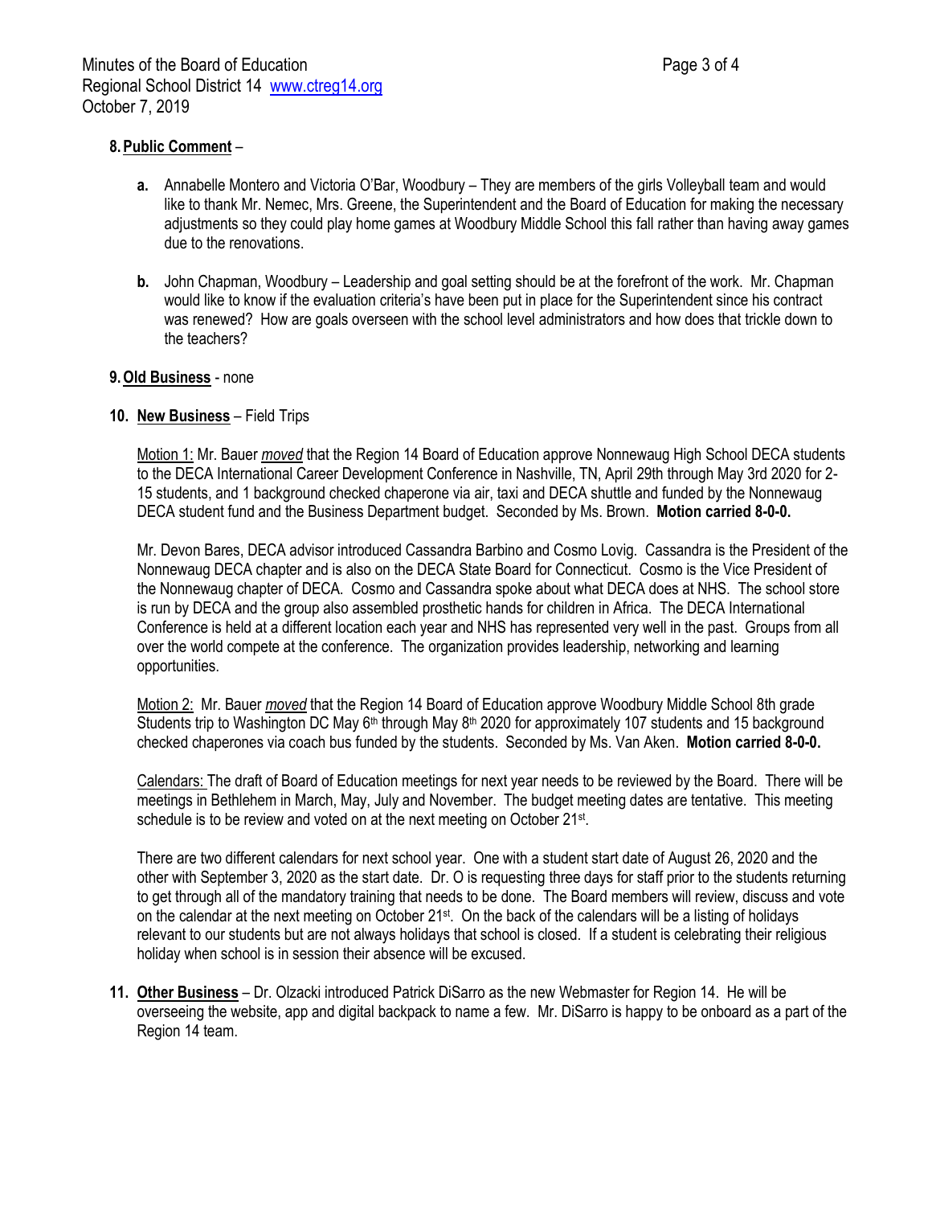**8. Public Comment** –

**a.** Annabelle Montero and Victoria O'Bar, Woodbury – They are members of the girls Volleyball team and would like to thank Mr. Nemec, Mrs. Greene, the Superintendent and the Board of Education for making the necessary adjustments so they could play home games at Woodbury Middle School this fall rather than having away games due to the renovations.

**b.** John Chapman, Woodbury – Leadership and goal setting should be at the forefront of the work. Mr. Chapman would like to know if the evaluation criteria's have been put in place for the Superintendent since his contract was renewed? How are goals overseen with the school level administrators and how does that trickle down to the teachers?

**9. Old Business** - none

**10. New Business** – Field Trips

Motion 1: Mr. Bauer *moved* that the Region 14 Board of Education approve Nonnewaug High School DECA students to the DECA International Career Development Conference in Nashville, TN, April 29th through May 3rd 2020 for 2-15 students, and 1 background checked chaperone via air, taxi and DECA shuttle and funded by the Nonnewaug DECA student fund and the Business Department budget. Seconded by Ms. Brown. **Motion carried 8-0-0.**

Mr. Devon Bares, DECA advisor introduced Cassandra Barbino and Cosmo Lovig. Cassandra is the President of the Nonnewaug DECA chapter and is also on the DECA State Board for Connecticut. Cosmo is the Vice President of the Nonnewaug chapter of DECA. Cosmo and Cassandra spoke about what DECA does at NHS. The school store is run by DECA and the group also assembled prosthetic hands for children in Africa. The DECA International Conference is held at a different location each year and NHS has represented very well in the past. Groups from all over the world compete at the conference. The organization provides leadership, networking and learning opportunities.

Motion 2: Mr. Bauer *moved* that the Region 14 Board of Education approve Woodbury Middle School 8th grade Students trip to Washington DC May 6th through May 8th 2020 for approximately 107 students and 15 background checked chaperones via coach bus funded by the students. Seconded by Ms. Van Aken. **Motion carried 8-0-0.**

Calendars: The draft of Board of Education meetings for next year needs to be reviewed by the Board. There will be meetings in Bethlehem in March, May, July and November. The budget meeting dates are tentative. This meeting schedule is to be review and voted on at the next meeting on October 21st.

There are two different calendars for next school year. One with a student start date of August 26, 2020 and the other with September 3, 2020 as the start date. Dr. O is requesting three days for staff prior to the students returning to get through all of the mandatory training that needs to be done. The Board members will review, discuss and vote on the calendar at the next meeting on October 21st. On the back of the calendars will be a listing of holidays relevant to our students but are not always holidays that school is closed. If a student is celebrating their religious holiday when school is in session their absence will be excused.

**11. Other Business** – Dr. Olzacki introduced Patrick DiSarro as the new Webmaster for Region 14. He will be overseeing the website, app and digital backpack to name a few. Mr. DiSarro is happy to be onboard as a part of the Region 14 team.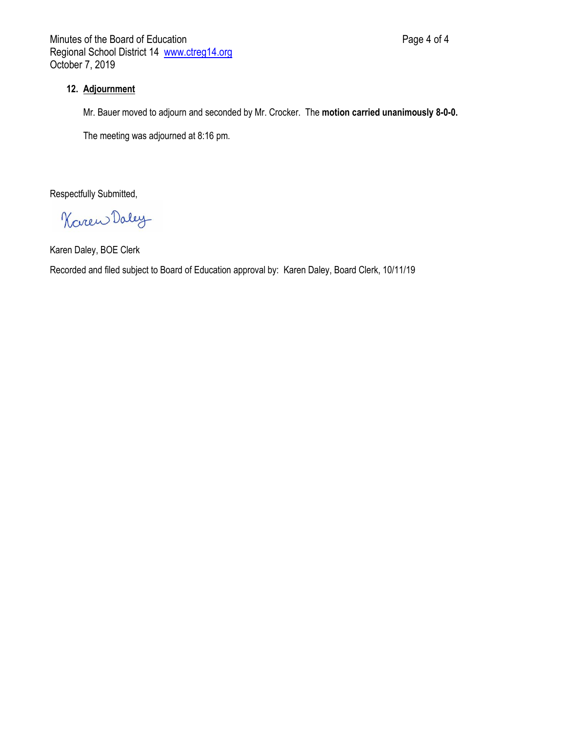## 12. Adjournment

Mr. Bauer moved to adjourn and seconded by Mr. Crocker. The **motion carried unanimously 8-0-0.**

The meeting was adjourned at 8:16 pm.

Respectfully Submitted,

Karen Daley

Karen Daley, BOE Clerk

Recorded and filed subject to Board of Education approval by: Karen Daley, Board Clerk, 10/11/19